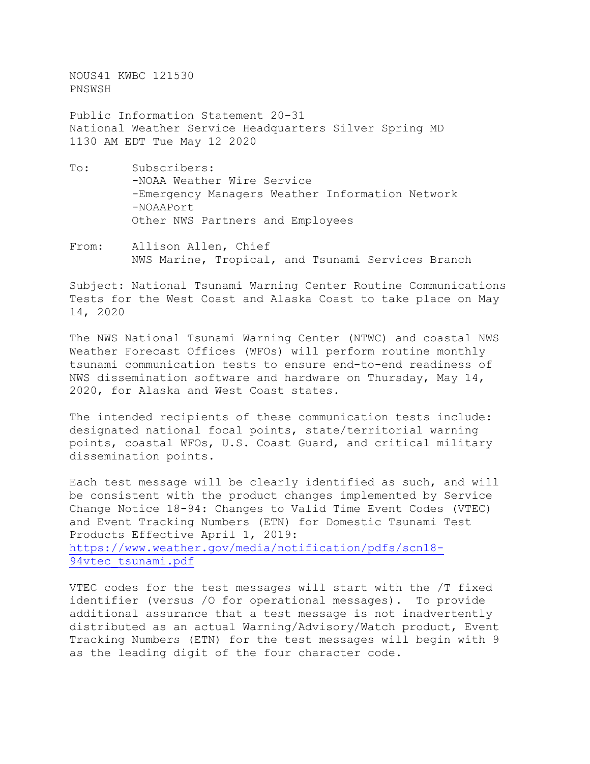NOUS41 KWBC 121530
PNSWSH

Public Information Statement 20-31
National Weather Service Headquarters Silver Spring MD
1130 AM EDT Tue May 12 2020

To: Subscribers:
-NOAA Weather Wire Service
-Emergency Managers Weather Information Network
-NOAAPort
Other NWS Partners and Employees

From: Allison Allen, Chief
NWS Marine, Tropical, and Tsunami Services Branch

Subject: National Tsunami Warning Center Routine Communications Tests for the West Coast and Alaska Coast to take place on May 14, 2020

The NWS National Tsunami Warning Center (NTWC) and coastal NWS Weather Forecast Offices (WFOs) will perform routine monthly tsunami communication tests to ensure end-to-end readiness of NWS dissemination software and hardware on Thursday, May 14, 2020, for Alaska and West Coast states.

The intended recipients of these communication tests include: designated national focal points, state/territorial warning points, coastal WFOs, U.S. Coast Guard, and critical military dissemination points.

Each test message will be clearly identified as such, and will be consistent with the product changes implemented by Service Change Notice 18-94: Changes to Valid Time Event Codes (VTEC) and Event Tracking Numbers (ETN) for Domestic Tsunami Test Products Effective April 1, 2019:
https://www.weather.gov/media/notification/pdfs/scn18-94vtec_tsunami.pdf

VTEC codes for the test messages will start with the /T fixed identifier (versus /O for operational messages). To provide additional assurance that a test message is not inadvertently distributed as an actual Warning/Advisory/Watch product, Event Tracking Numbers (ETN) for the test messages will begin with 9 as the leading digit of the four character code.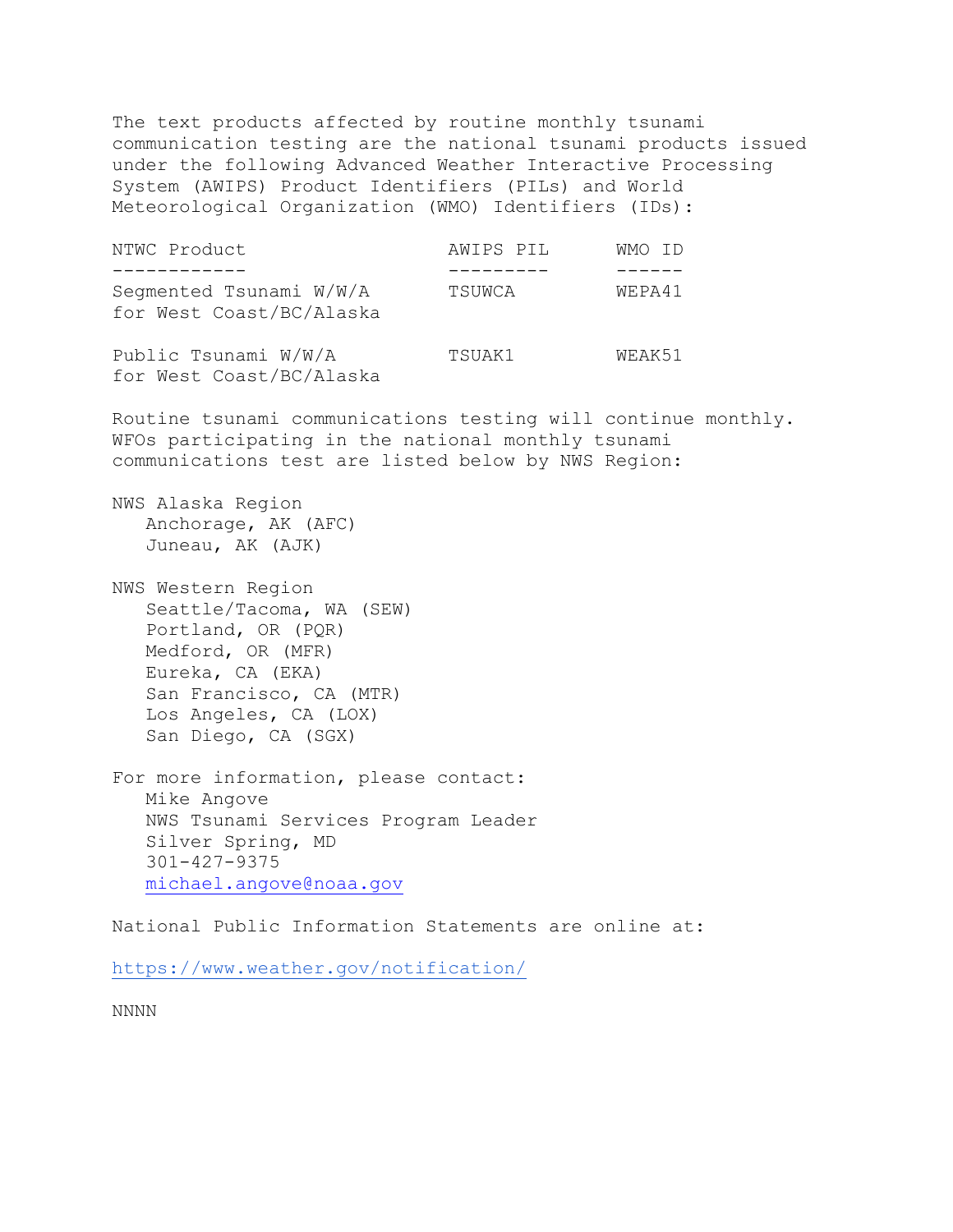The text products affected by routine monthly tsunami communication testing are the national tsunami products issued under the following Advanced Weather Interactive Processing System (AWIPS) Product Identifiers (PILs) and World Meteorological Organization (WMO) Identifiers (IDs):

| NTWC Product | AWIPS PIL | WMO ID |
|---|---|---|
| Segmented Tsunami W/W/A for West Coast/BC/Alaska | TSUWCA | WEPA41 |
| Public Tsunami W/W/A for West Coast/BC/Alaska | TSUAK1 | WEAK51 |

Routine tsunami communications testing will continue monthly. WFOs participating in the national monthly tsunami communications test are listed below by NWS Region:

NWS Alaska Region
- Anchorage, AK (AFC)
- Juneau, AK (AJK)

NWS Western Region
- Seattle/Tacoma, WA (SEW)
- Portland, OR (PQR)
- Medford, OR (MFR)
- Eureka, CA (EKA)
- San Francisco, CA (MTR)
- Los Angeles, CA (LOX)
- San Diego, CA (SGX)

For more information, please contact:

Mike Angove
NWS Tsunami Services Program Leader
Silver Spring, MD
301-427-9375
michael.angove@noaa.gov

National Public Information Statements are online at:

https://www.weather.gov/notification/

NNNN